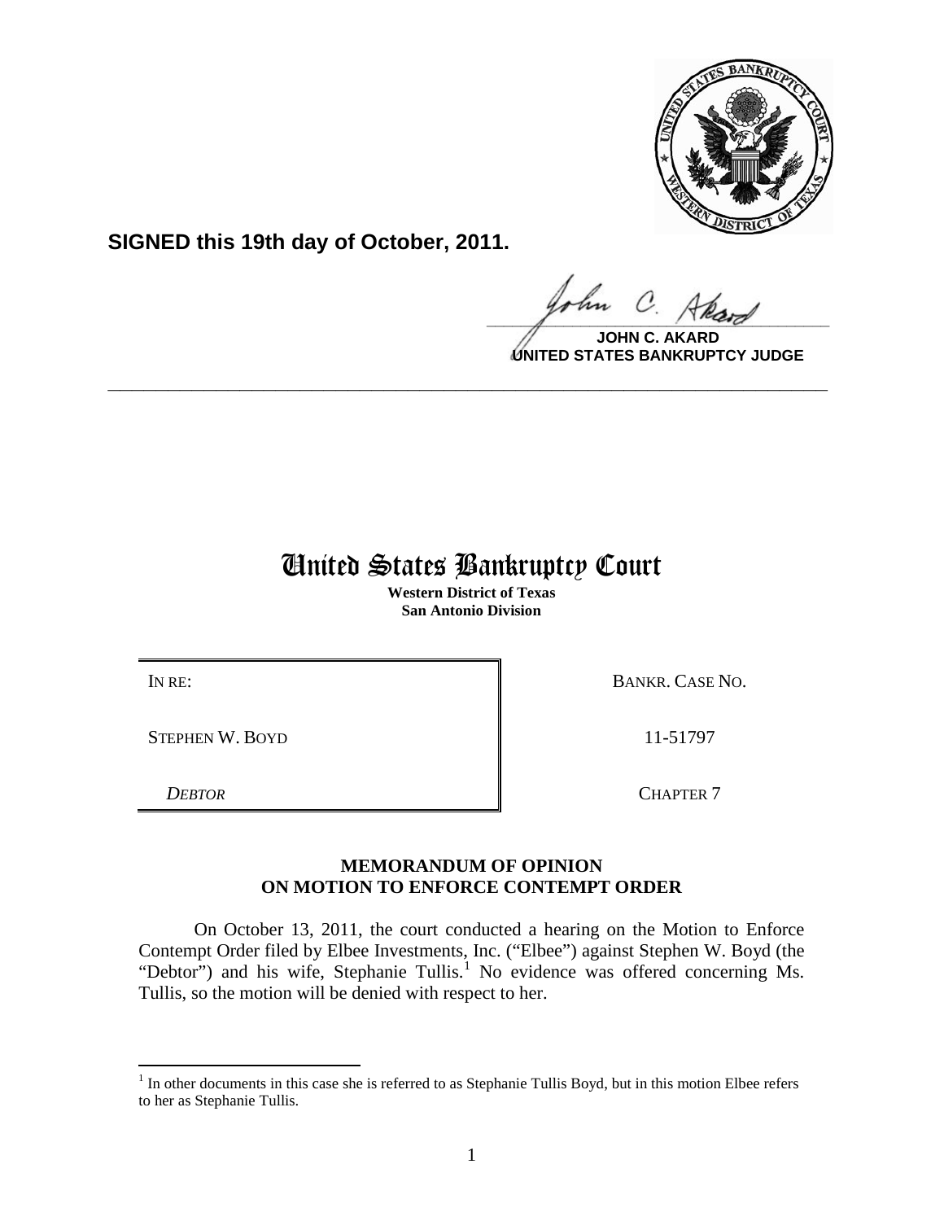**SIGNED this 19th day of October, 2011.**

**JOHN C. AKARD**
**UNITED STATES BANKRUPTCY JUDGE**

---

# United States Bankruptcy Court

**Western District of Texas**
**San Antonio Division**

| IN RE: | BANKR. CASE NO. |
|---|---|
| STEPHEN W. BOYD | 11-51797 |
| *DEBTOR* | CHAPTER 7 |

## MEMORANDUM OF OPINION ON MOTION TO ENFORCE CONTEMPT ORDER

On October 13, 2011, the court conducted a hearing on the Motion to Enforce Contempt Order filed by Elbee Investments, Inc. ("Elbee") against Stephen W. Boyd (the "Debtor") and his wife, Stephanie Tullis.[1] No evidence was offered concerning Ms. Tullis, so the motion will be denied with respect to her.

---

[1] In other documents in this case she is referred to as Stephanie Tullis Boyd, but in this motion Elbee refers to her as Stephanie Tullis.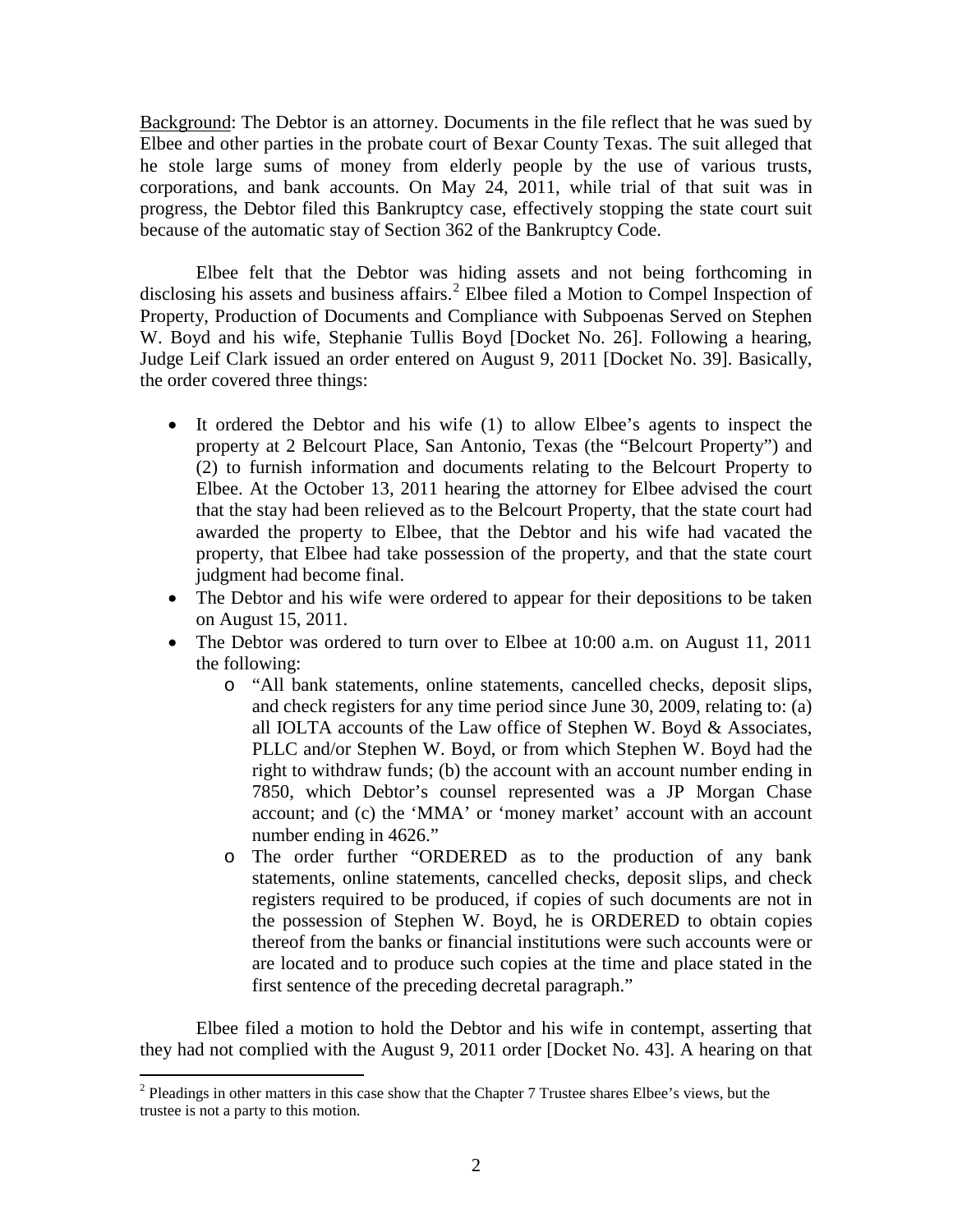Background: The Debtor is an attorney. Documents in the file reflect that he was sued by Elbee and other parties in the probate court of Bexar County Texas. The suit alleged that he stole large sums of money from elderly people by the use of various trusts, corporations, and bank accounts. On May 24, 2011, while trial of that suit was in progress, the Debtor filed this Bankruptcy case, effectively stopping the state court suit because of the automatic stay of Section 362 of the Bankruptcy Code.

Elbee felt that the Debtor was hiding assets and not being forthcoming in disclosing his assets and business affairs.[2] Elbee filed a Motion to Compel Inspection of Property, Production of Documents and Compliance with Subpoenas Served on Stephen W. Boyd and his wife, Stephanie Tullis Boyd [Docket No. 26]. Following a hearing, Judge Leif Clark issued an order entered on August 9, 2011 [Docket No. 39]. Basically, the order covered three things:

- It ordered the Debtor and his wife (1) to allow Elbee's agents to inspect the property at 2 Belcourt Place, San Antonio, Texas (the "Belcourt Property") and (2) to furnish information and documents relating to the Belcourt Property to Elbee. At the October 13, 2011 hearing the attorney for Elbee advised the court that the stay had been relieved as to the Belcourt Property, that the state court had awarded the property to Elbee, that the Debtor and his wife had vacated the property, that Elbee had take possession of the property, and that the state court judgment had become final.
- The Debtor and his wife were ordered to appear for their depositions to be taken on August 15, 2011.
- The Debtor was ordered to turn over to Elbee at 10:00 a.m. on August 11, 2011 the following:
  - "All bank statements, online statements, cancelled checks, deposit slips, and check registers for any time period since June 30, 2009, relating to: (a) all IOLTA accounts of the Law office of Stephen W. Boyd & Associates, PLLC and/or Stephen W. Boyd, or from which Stephen W. Boyd had the right to withdraw funds; (b) the account with an account number ending in 7850, which Debtor's counsel represented was a JP Morgan Chase account; and (c) the 'MMA' or 'money market' account with an account number ending in 4626."
  - The order further "ORDERED as to the production of any bank statements, online statements, cancelled checks, deposit slips, and check registers required to be produced, if copies of such documents are not in the possession of Stephen W. Boyd, he is ORDERED to obtain copies thereof from the banks or financial institutions were such accounts were or are located and to produce such copies at the time and place stated in the first sentence of the preceding decretal paragraph."

Elbee filed a motion to hold the Debtor and his wife in contempt, asserting that they had not complied with the August 9, 2011 order [Docket No. 43]. A hearing on that

[2] Pleadings in other matters in this case show that the Chapter 7 Trustee shares Elbee's views, but the trustee is not a party to this motion.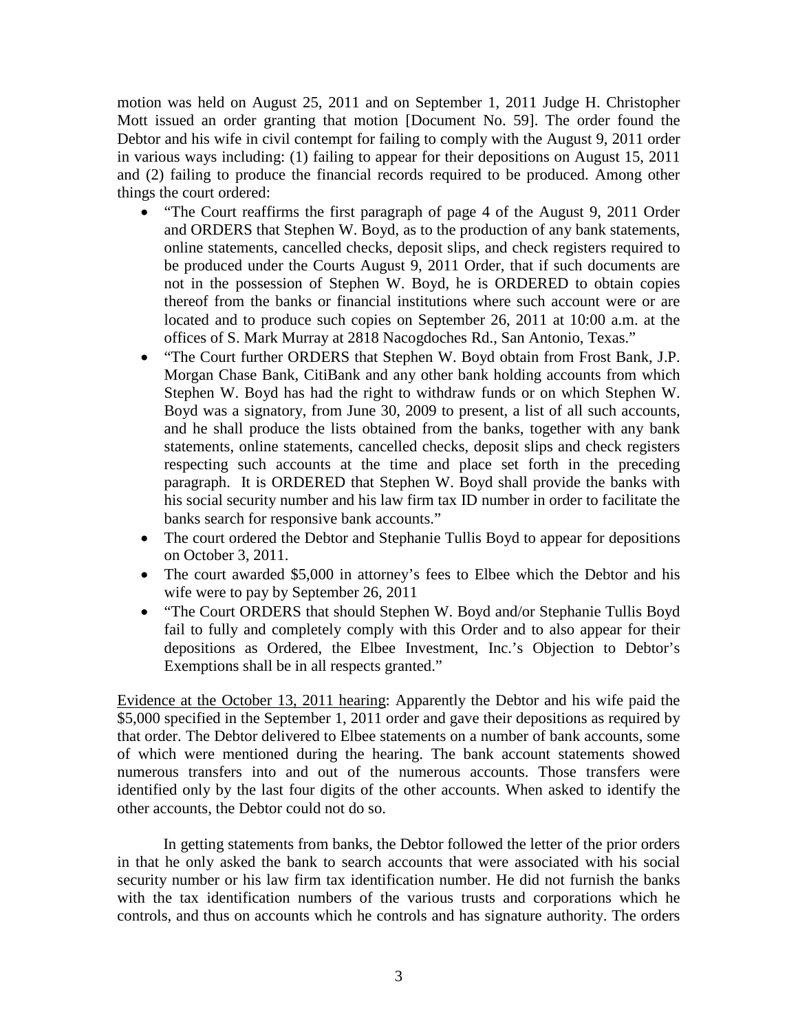motion was held on August 25, 2011 and on September 1, 2011 Judge H. Christopher Mott issued an order granting that motion [Document No. 59]. The order found the Debtor and his wife in civil contempt for failing to comply with the August 9, 2011 order in various ways including: (1) failing to appear for their depositions on August 15, 2011 and (2) failing to produce the financial records required to be produced. Among other things the court ordered:

- "The Court reaffirms the first paragraph of page 4 of the August 9, 2011 Order and ORDERS that Stephen W. Boyd, as to the production of any bank statements, online statements, cancelled checks, deposit slips, and check registers required to be produced under the Courts August 9, 2011 Order, that if such documents are not in the possession of Stephen W. Boyd, he is ORDERED to obtain copies thereof from the banks or financial institutions where such account were or are located and to produce such copies on September 26, 2011 at 10:00 a.m. at the offices of S. Mark Murray at 2818 Nacogdoches Rd., San Antonio, Texas."
- "The Court further ORDERS that Stephen W. Boyd obtain from Frost Bank, J.P. Morgan Chase Bank, CitiBank and any other bank holding accounts from which Stephen W. Boyd has had the right to withdraw funds or on which Stephen W. Boyd was a signatory, from June 30, 2009 to present, a list of all such accounts, and he shall produce the lists obtained from the banks, together with any bank statements, online statements, cancelled checks, deposit slips and check registers respecting such accounts at the time and place set forth in the preceding paragraph. It is ORDERED that Stephen W. Boyd shall provide the banks with his social security number and his law firm tax ID number in order to facilitate the banks search for responsive bank accounts."
- The court ordered the Debtor and Stephanie Tullis Boyd to appear for depositions on October 3, 2011.
- The court awarded $5,000 in attorney's fees to Elbee which the Debtor and his wife were to pay by September 26, 2011
- "The Court ORDERS that should Stephen W. Boyd and/or Stephanie Tullis Boyd fail to fully and completely comply with this Order and to also appear for their depositions as Ordered, the Elbee Investment, Inc.'s Objection to Debtor's Exemptions shall be in all respects granted."

Evidence at the October 13, 2011 hearing: Apparently the Debtor and his wife paid the $5,000 specified in the September 1, 2011 order and gave their depositions as required by that order. The Debtor delivered to Elbee statements on a number of bank accounts, some of which were mentioned during the hearing. The bank account statements showed numerous transfers into and out of the numerous accounts. Those transfers were identified only by the last four digits of the other accounts. When asked to identify the other accounts, the Debtor could not do so.

In getting statements from banks, the Debtor followed the letter of the prior orders in that he only asked the bank to search accounts that were associated with his social security number or his law firm tax identification number. He did not furnish the banks with the tax identification numbers of the various trusts and corporations which he controls, and thus on accounts which he controls and has signature authority. The orders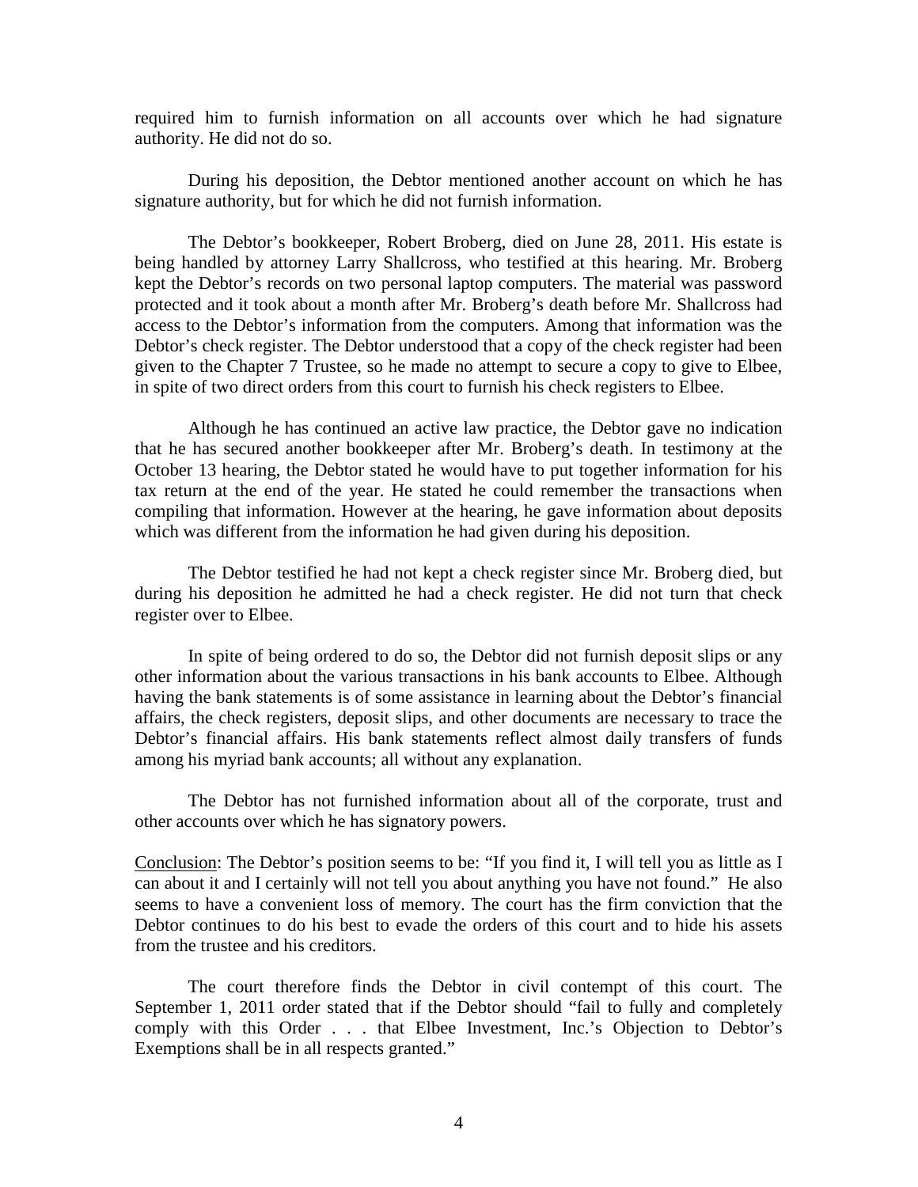required him to furnish information on all accounts over which he had signature authority. He did not do so.

During his deposition, the Debtor mentioned another account on which he has signature authority, but for which he did not furnish information.

The Debtor's bookkeeper, Robert Broberg, died on June 28, 2011. His estate is being handled by attorney Larry Shallcross, who testified at this hearing. Mr. Broberg kept the Debtor's records on two personal laptop computers. The material was password protected and it took about a month after Mr. Broberg's death before Mr. Shallcross had access to the Debtor's information from the computers. Among that information was the Debtor's check register. The Debtor understood that a copy of the check register had been given to the Chapter 7 Trustee, so he made no attempt to secure a copy to give to Elbee, in spite of two direct orders from this court to furnish his check registers to Elbee.

Although he has continued an active law practice, the Debtor gave no indication that he has secured another bookkeeper after Mr. Broberg's death. In testimony at the October 13 hearing, the Debtor stated he would have to put together information for his tax return at the end of the year. He stated he could remember the transactions when compiling that information. However at the hearing, he gave information about deposits which was different from the information he had given during his deposition.

The Debtor testified he had not kept a check register since Mr. Broberg died, but during his deposition he admitted he had a check register. He did not turn that check register over to Elbee.

In spite of being ordered to do so, the Debtor did not furnish deposit slips or any other information about the various transactions in his bank accounts to Elbee. Although having the bank statements is of some assistance in learning about the Debtor's financial affairs, the check registers, deposit slips, and other documents are necessary to trace the Debtor's financial affairs. His bank statements reflect almost daily transfers of funds among his myriad bank accounts; all without any explanation.

The Debtor has not furnished information about all of the corporate, trust and other accounts over which he has signatory powers.

Conclusion: The Debtor's position seems to be: "If you find it, I will tell you as little as I can about it and I certainly will not tell you about anything you have not found." He also seems to have a convenient loss of memory. The court has the firm conviction that the Debtor continues to do his best to evade the orders of this court and to hide his assets from the trustee and his creditors.

The court therefore finds the Debtor in civil contempt of this court. The September 1, 2011 order stated that if the Debtor should "fail to fully and completely comply with this Order . . . that Elbee Investment, Inc.'s Objection to Debtor's Exemptions shall be in all respects granted."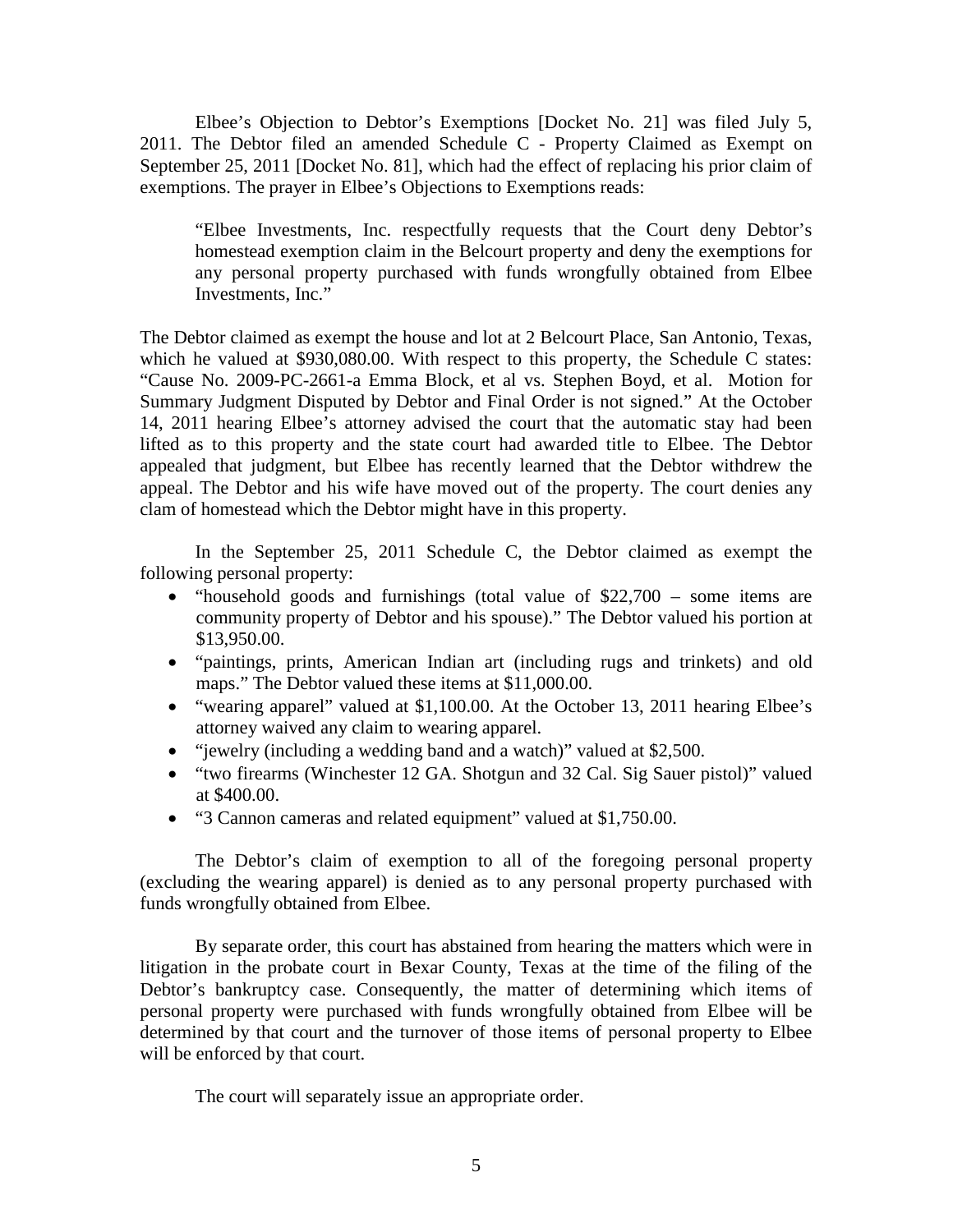Elbee's Objection to Debtor's Exemptions [Docket No. 21] was filed July 5, 2011. The Debtor filed an amended Schedule C - Property Claimed as Exempt on September 25, 2011 [Docket No. 81], which had the effect of replacing his prior claim of exemptions. The prayer in Elbee's Objections to Exemptions reads:

> "Elbee Investments, Inc. respectfully requests that the Court deny Debtor's homestead exemption claim in the Belcourt property and deny the exemptions for any personal property purchased with funds wrongfully obtained from Elbee Investments, Inc."

The Debtor claimed as exempt the house and lot at 2 Belcourt Place, San Antonio, Texas, which he valued at $930,080.00. With respect to this property, the Schedule C states: "Cause No. 2009-PC-2661-a Emma Block, et al vs. Stephen Boyd, et al. Motion for Summary Judgment Disputed by Debtor and Final Order is not signed." At the October 14, 2011 hearing Elbee's attorney advised the court that the automatic stay had been lifted as to this property and the state court had awarded title to Elbee. The Debtor appealed that judgment, but Elbee has recently learned that the Debtor withdrew the appeal. The Debtor and his wife have moved out of the property. The court denies any clam of homestead which the Debtor might have in this property.

In the September 25, 2011 Schedule C, the Debtor claimed as exempt the following personal property:

- "household goods and furnishings (total value of $22,700 – some items are community property of Debtor and his spouse)." The Debtor valued his portion at $13,950.00.
- "paintings, prints, American Indian art (including rugs and trinkets) and old maps." The Debtor valued these items at $11,000.00.
- "wearing apparel" valued at $1,100.00. At the October 13, 2011 hearing Elbee's attorney waived any claim to wearing apparel.
- "jewelry (including a wedding band and a watch)" valued at $2,500.
- "two firearms (Winchester 12 GA. Shotgun and 32 Cal. Sig Sauer pistol)" valued at $400.00.
- "3 Cannon cameras and related equipment" valued at $1,750.00.

The Debtor's claim of exemption to all of the foregoing personal property (excluding the wearing apparel) is denied as to any personal property purchased with funds wrongfully obtained from Elbee.

By separate order, this court has abstained from hearing the matters which were in litigation in the probate court in Bexar County, Texas at the time of the filing of the Debtor's bankruptcy case. Consequently, the matter of determining which items of personal property were purchased with funds wrongfully obtained from Elbee will be determined by that court and the turnover of those items of personal property to Elbee will be enforced by that court.

The court will separately issue an appropriate order.